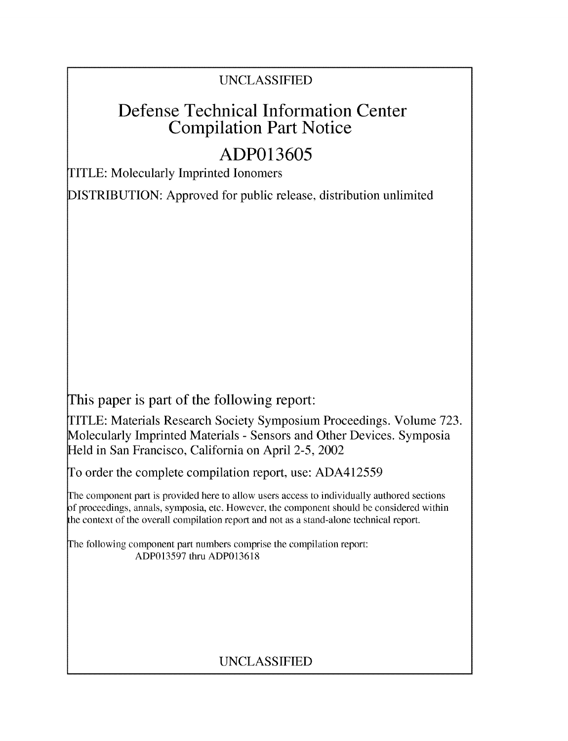UNCLASSIFIED

# Defense Technical Information Center Compilation Part Notice

## ADP013605

TITLE: Molecularly Imprinted Ionomers

DISTRIBUTION: Approved for public release, distribution unlimited

This paper is part of the following report:

TITLE: Materials Research Society Symposium Proceedings. Volume 723. Molecularly Imprinted Materials - Sensors and Other Devices. Symposia Held in San Francisco, California on April 2-5, 2002

To order the complete compilation report, use: ADA412559

The component part is provided here to allow users access to individually authored sections of proceedings, annals, symposia, etc. However, the component should be considered within the context of the overall compilation report and not as a stand-alone technical report.

The following component part numbers comprise the compilation report:
ADP013597 thru ADP013618

UNCLASSIFIED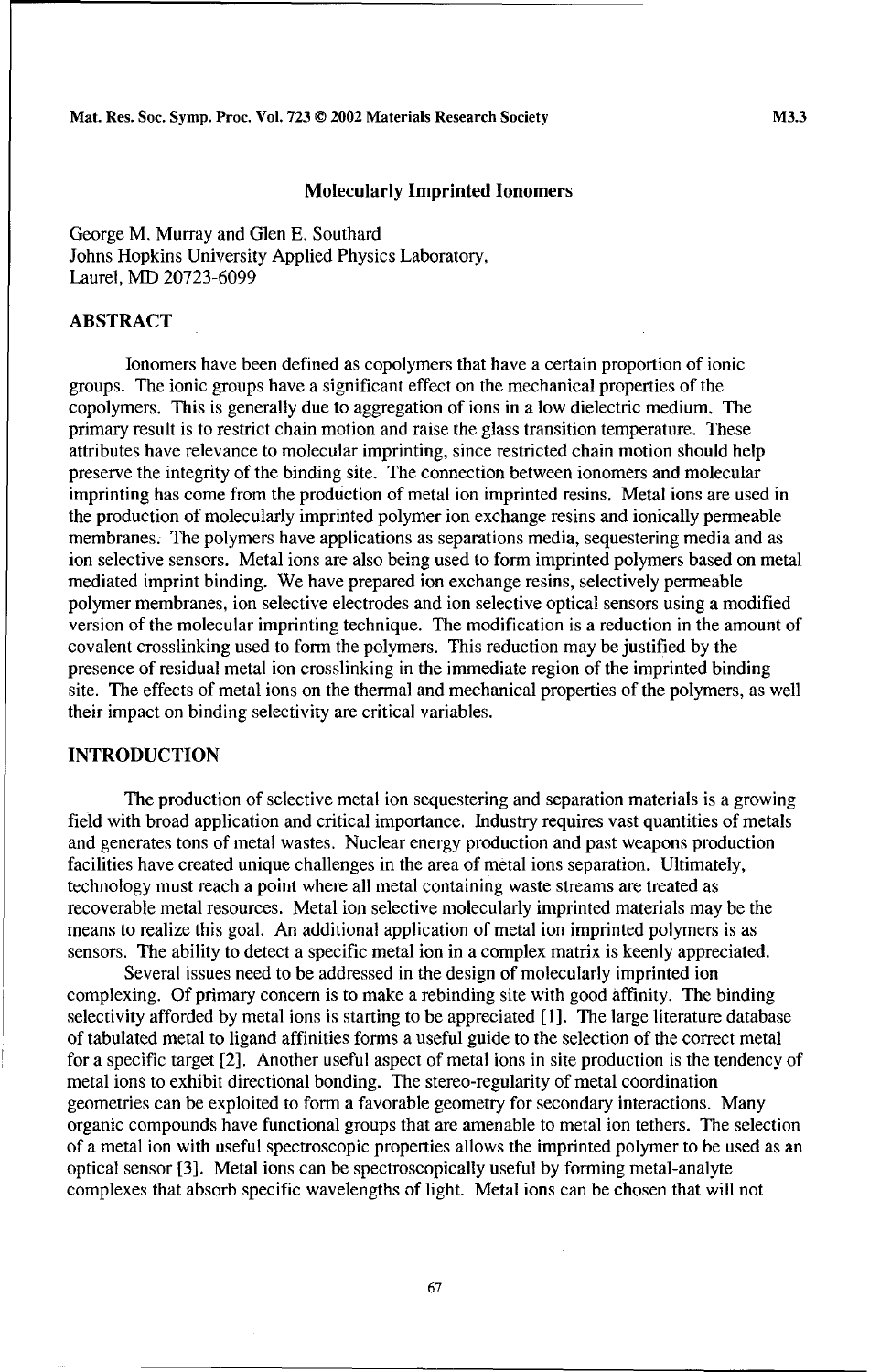# Molecularly Imprinted Ionomers

George M. Murray and Glen E. Southard
Johns Hopkins University Applied Physics Laboratory,
Laurel, MD 20723-6099

## ABSTRACT

Ionomers have been defined as copolymers that have a certain proportion of ionic groups. The ionic groups have a significant effect on the mechanical properties of the copolymers. This is generally due to aggregation of ions in a low dielectric medium. The primary result is to restrict chain motion and raise the glass transition temperature. These attributes have relevance to molecular imprinting, since restricted chain motion should help preserve the integrity of the binding site. The connection between ionomers and molecular imprinting has come from the production of metal ion imprinted resins. Metal ions are used in the production of molecularly imprinted polymer ion exchange resins and ionically permeable membranes. The polymers have applications as separations media, sequestering media and as ion selective sensors. Metal ions are also being used to form imprinted polymers based on metal mediated imprint binding. We have prepared ion exchange resins, selectively permeable polymer membranes, ion selective electrodes and ion selective optical sensors using a modified version of the molecular imprinting technique. The modification is a reduction in the amount of covalent crosslinking used to form the polymers. This reduction may be justified by the presence of residual metal ion crosslinking in the immediate region of the imprinted binding site. The effects of metal ions on the thermal and mechanical properties of the polymers, as well their impact on binding selectivity are critical variables.

## INTRODUCTION

The production of selective metal ion sequestering and separation materials is a growing field with broad application and critical importance. Industry requires vast quantities of metals and generates tons of metal wastes. Nuclear energy production and past weapons production facilities have created unique challenges in the area of metal ions separation. Ultimately, technology must reach a point where all metal containing waste streams are treated as recoverable metal resources. Metal ion selective molecularly imprinted materials may be the means to realize this goal. An additional application of metal ion imprinted polymers is as sensors. The ability to detect a specific metal ion in a complex matrix is keenly appreciated.

Several issues need to be addressed in the design of molecularly imprinted ion complexing. Of primary concern is to make a rebinding site with good affinity. The binding selectivity afforded by metal ions is starting to be appreciated [1]. The large literature database of tabulated metal to ligand affinities forms a useful guide to the selection of the correct metal for a specific target [2]. Another useful aspect of metal ions in site production is the tendency of metal ions to exhibit directional bonding. The stereo-regularity of metal coordination geometries can be exploited to form a favorable geometry for secondary interactions. Many organic compounds have functional groups that are amenable to metal ion tethers. The selection of a metal ion with useful spectroscopic properties allows the imprinted polymer to be used as an optical sensor [3]. Metal ions can be spectroscopically useful by forming metal-analyte complexes that absorb specific wavelengths of light. Metal ions can be chosen that will not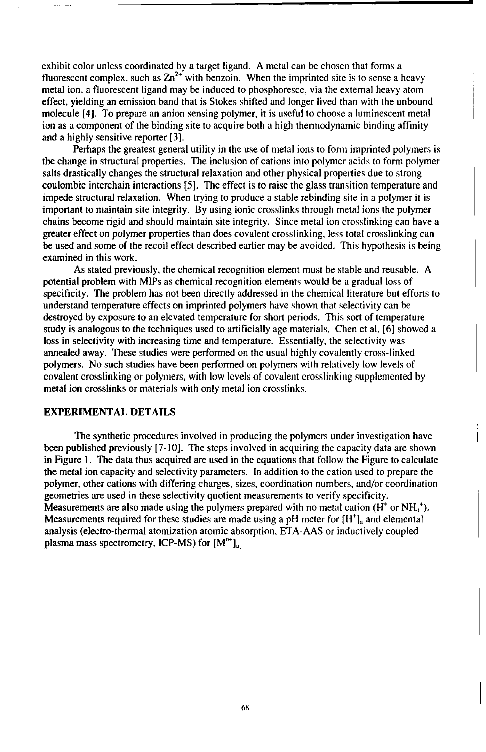exhibit color unless coordinated by a target ligand. A metal can be chosen that forms a fluorescent complex, such as $Zn^{2+}$ with benzoin. When the imprinted site is to sense a heavy metal ion, a fluorescent ligand may be induced to phosphoresce, via the external heavy atom effect, yielding an emission band that is Stokes shifted and longer lived than with the unbound molecule [4]. To prepare an anion sensing polymer, it is useful to choose a luminescent metal ion as a component of the binding site to acquire both a high thermodynamic binding affinity and a highly sensitive reporter [3].

Perhaps the greatest general utility in the use of metal ions to form imprinted polymers is the change in structural properties. The inclusion of cations into polymer acids to form polymer salts drastically changes the structural relaxation and other physical properties due to strong coulombic interchain interactions [5]. The effect is to raise the glass transition temperature and impede structural relaxation. When trying to produce a stable rebinding site in a polymer it is important to maintain site integrity. By using ionic crosslinks through metal ions the polymer chains become rigid and should maintain site integrity. Since metal ion crosslinking can have a greater effect on polymer properties than does covalent crosslinking, less total crosslinking can be used and some of the recoil effect described earlier may be avoided. This hypothesis is being examined in this work.

As stated previously, the chemical recognition element must be stable and reusable. A potential problem with MIPs as chemical recognition elements would be a gradual loss of specificity. The problem has not been directly addressed in the chemical literature but efforts to understand temperature effects on imprinted polymers have shown that selectivity can be destroyed by exposure to an elevated temperature for short periods. This sort of temperature study is analogous to the techniques used to artificially age materials. Chen et al. [6] showed a loss in selectivity with increasing time and temperature. Essentially, the selectivity was annealed away. These studies were performed on the usual highly covalently cross-linked polymers. No such studies have been performed on polymers with relatively low levels of covalent crosslinking or polymers, with low levels of covalent crosslinking supplemented by metal ion crosslinks or materials with only metal ion crosslinks.

## EXPERIMENTAL DETAILS

The synthetic procedures involved in producing the polymers under investigation have been published previously [7-10]. The steps involved in acquiring the capacity data are shown in Figure 1. The data thus acquired are used in the equations that follow the Figure to calculate the metal ion capacity and selectivity parameters. In addition to the cation used to prepare the polymer, other cations with differing charges, sizes, coordination numbers, and/or coordination geometries are used in these selectivity quotient measurements to verify specificity. Measurements are also made using the polymers prepared with no metal cation ($H^+$ or $NH_4^+$). Measurements required for these studies are made using a pH meter for $[H^+]_a$ and elemental analysis (electro-thermal atomization atomic absorption, ETA-AAS or inductively coupled plasma mass spectrometry, ICP-MS) for $[M^{n+}]_a$.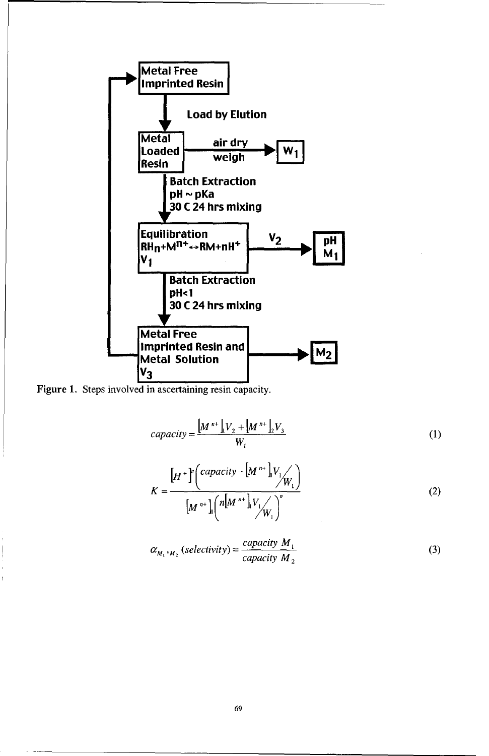Figure 1. Steps involved in ascertaining resin capacity.

$$capacity = \frac{[M^{n+}]_1 V_2 + [M^{n+}]_2 V_3}{W_1} \tag{1}$$

$$K = \frac{[H^+]^n \left( capacity - [M^{n+}]_1 V_1 / W_1 \right)}{[M^{n+}]_1 \left( n [M^{n+}]_1 V_1 / W_1 \right)^n} \tag{2}$$

$$\alpha_{M_1, M_2} (selectivity) = \frac{capacity\ M_1}{capacity\ M_2} \tag{3}$$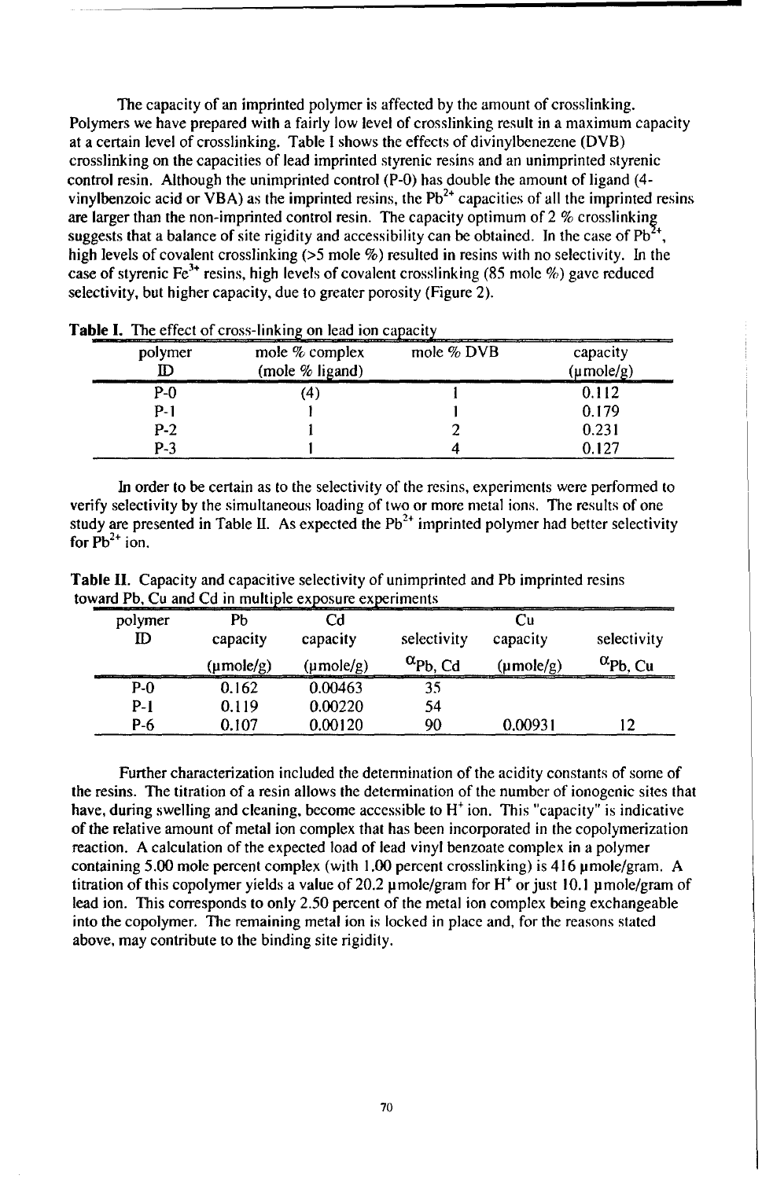The capacity of an imprinted polymer is affected by the amount of crosslinking. Polymers we have prepared with a fairly low level of crosslinking result in a maximum capacity at a certain level of crosslinking. Table I shows the effects of divinylbenezene (DVB) crosslinking on the capacities of lead imprinted styrenic resins and an unimprinted styrenic control resin. Although the unimprinted control (P-0) has double the amount of ligand (4-vinylbenzoic acid or VBA) as the imprinted resins, the $Pb^{2+}$ capacities of all the imprinted resins are larger than the non-imprinted control resin. The capacity optimum of 2 % crosslinking suggests that a balance of site rigidity and accessibility can be obtained. In the case of $Pb^{2+}$, high levels of covalent crosslinking (>5 mole %) resulted in resins with no selectivity. In the case of styrenic $Fe^{3+}$ resins, high levels of covalent crosslinking (85 mole %) gave reduced selectivity, but higher capacity, due to greater porosity (Figure 2).

**Table I.** The effect of cross-linking on lead ion capacity

| polymer ID | mole % complex (mole % ligand) | mole % DVB | capacity (μmole/g) |
|---|---|---|---|
| P-0 | (4) | 1 | 0.112 |
| P-1 | 1 | 1 | 0.179 |
| P-2 | 1 | 2 | 0.231 |
| P-3 | 1 | 4 | 0.127 |

In order to be certain as to the selectivity of the resins, experiments were performed to verify selectivity by the simultaneous loading of two or more metal ions. The results of one study are presented in Table II. As expected the $Pb^{2+}$ imprinted polymer had better selectivity for $Pb^{2+}$ ion.

**Table II.** Capacity and capacitive selectivity of unimprinted and Pb imprinted resins toward Pb, Cu and Cd in multiple exposure experiments

| polymer ID | Pb capacity (μmole/g) | Cd capacity (μmole/g) | selectivity $\alpha_{Pb, Cd}$ | Cu capacity (μmole/g) | selectivity $\alpha_{Pb, Cu}$ |
|---|---|---|---|---|---|
| P-0 | 0.162 | 0.00463 | 35 | | |
| P-1 | 0.119 | 0.00220 | 54 | | |
| P-6 | 0.107 | 0.00120 | 90 | 0.00931 | 12 |

Further characterization included the determination of the acidity constants of some of the resins. The titration of a resin allows the determination of the number of ionogenic sites that have, during swelling and cleaning, become accessible to $H^+$ ion. This "capacity" is indicative of the relative amount of metal ion complex that has been incorporated in the copolymerization reaction. A calculation of the expected load of lead vinyl benzoate complex in a polymer containing 5.00 mole percent complex (with 1.00 percent crosslinking) is 416 μmole/gram. A titration of this copolymer yields a value of 20.2 μmole/gram for $H^+$ or just 10.1 μmole/gram of lead ion. This corresponds to only 2.50 percent of the metal ion complex being exchangeable into the copolymer. The remaining metal ion is locked in place and, for the reasons stated above, may contribute to the binding site rigidity.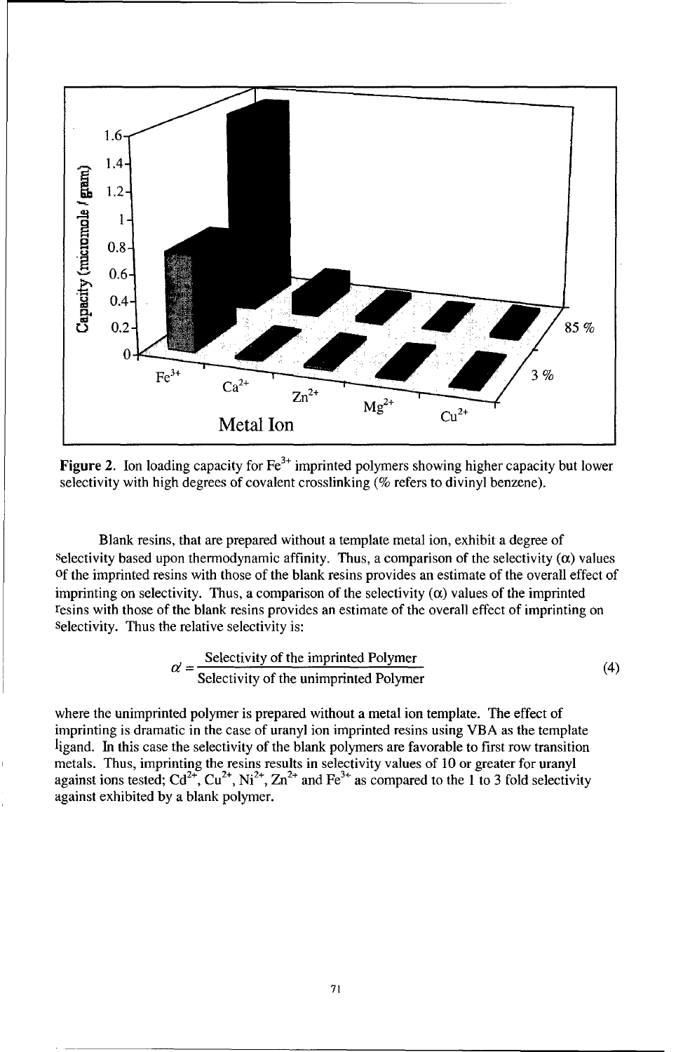**Figure 2.** Ion loading capacity for $Fe^{3+}$ imprinted polymers showing higher capacity but lower selectivity with high degrees of covalent crosslinking (% refers to divinyl benzene).

Blank resins, that are prepared without a template metal ion, exhibit a degree of selectivity based upon thermodynamic affinity. Thus, a comparison of the selectivity ($\alpha$) values of the imprinted resins with those of the blank resins provides an estimate of the overall effect of imprinting on selectivity. Thus, a comparison of the selectivity ($\alpha$) values of the imprinted resins with those of the blank resins provides an estimate of the overall effect of imprinting on selectivity. Thus the relative selectivity is:

$$\alpha' = \frac{\text{Selectivity of the imprinted Polymer}}{\text{Selectivity of the unimprinted Polymer}} \tag{4}$$

where the unimprinted polymer is prepared without a metal ion template. The effect of imprinting is dramatic in the case of uranyl ion imprinted resins using VBA as the template ligand. In this case the selectivity of the blank polymers are favorable to first row transition metals. Thus, imprinting the resins results in selectivity values of 10 or greater for uranyl against ions tested; $Cd^{2+}$, $Cu^{2+}$, $Ni^{2+}$, $Zn^{2+}$ and $Fe^{3+}$ as compared to the 1 to 3 fold selectivity against exhibited by a blank polymer.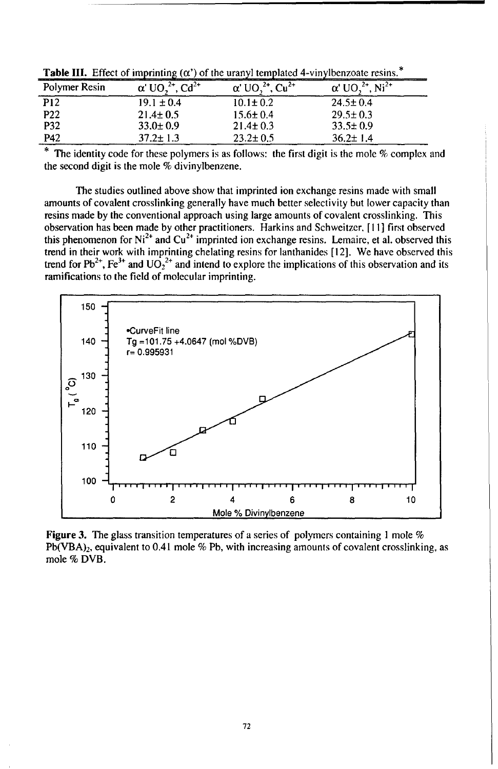**Table III.** Effect of imprinting ($\alpha'$) of the uranyl templated 4-vinylbenzoate resins.*

| Polymer Resin | $\alpha'$ $UO_2^{2+}$, $Cd^{2+}$ | $\alpha'$ $UO_2^{2+}$, $Cu^{2+}$ | $\alpha'$ $UO_2^{2+}$, $Ni^{2+}$ |
|---|---|---|---|
| P12 | 19.1 ± 0.4 | 10.1± 0.2 | 24.5± 0.4 |
| P22 | 21.4± 0.5 | 15.6± 0.4 | 29.5± 0.3 |
| P32 | 33.0± 0.9 | 21.4± 0.3 | 33.5± 0.9 |
| P42 | 37.2± 1.3 | 23.2± 0.5 | 36.2± 1.4 |

* The identity code for these polymers is as follows: the first digit is the mole % complex and the second digit is the mole % divinylbenzene.

The studies outlined above show that imprinted ion exchange resins made with small amounts of covalent crosslinking generally have much better selectivity but lower capacity than resins made by the conventional approach using large amounts of covalent crosslinking. This observation has been made by other practitioners. Harkins and Schweitzer, [11] first observed this phenomenon for $Ni^{2+}$ and $Cu^{2+}$ imprinted ion exchange resins. Lemaire, et al. observed this trend in their work with imprinting chelating resins for lanthanides [12]. We have observed this trend for $Pb^{2+}$, $Fe^{3+}$ and $UO_2^{2+}$ and intend to explore the implications of this observation and its ramifications to the field of molecular imprinting.

**Figure 3.** The glass transition temperatures of a series of polymers containing 1 mole % $Pb(VBA)_2$, equivalent to 0.41 mole % Pb, with increasing amounts of covalent crosslinking, as mole % DVB.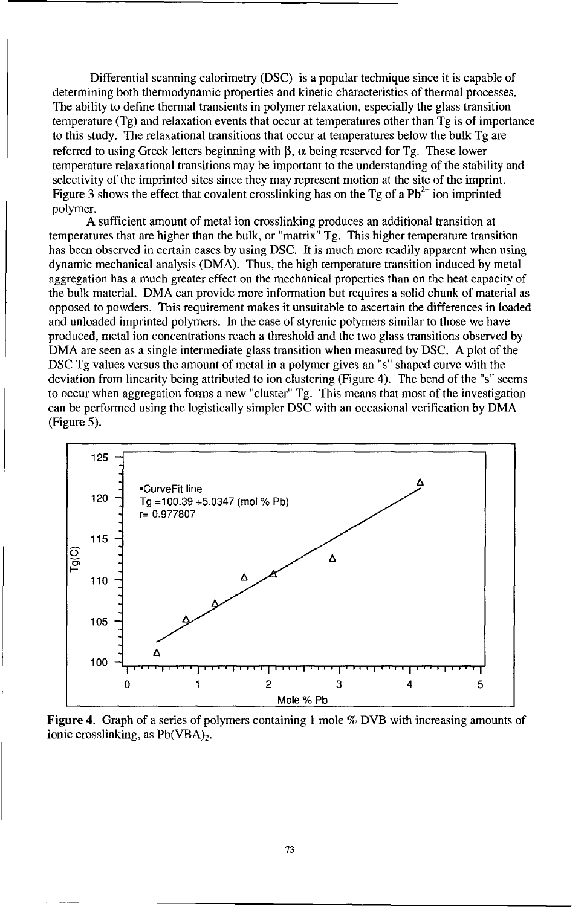Differential scanning calorimetry (DSC) is a popular technique since it is capable of determining both thermodynamic properties and kinetic characteristics of thermal processes. The ability to define thermal transients in polymer relaxation, especially the glass transition temperature (Tg) and relaxation events that occur at temperatures other than Tg is of importance to this study. The relaxational transitions that occur at temperatures below the bulk Tg are referred to using Greek letters beginning with $\beta$, $\alpha$ being reserved for Tg. These lower temperature relaxational transitions may be important to the understanding of the stability and selectivity of the imprinted sites since they may represent motion at the site of the imprint. Figure 3 shows the effect that covalent crosslinking has on the Tg of a $Pb^{2+}$ ion imprinted polymer.

A sufficient amount of metal ion crosslinking produces an additional transition at temperatures that are higher than the bulk, or "matrix" Tg. This higher temperature transition has been observed in certain cases by using DSC. It is much more readily apparent when using dynamic mechanical analysis (DMA). Thus, the high temperature transition induced by metal aggregation has a much greater effect on the mechanical properties than on the heat capacity of the bulk material. DMA can provide more information but requires a solid chunk of material as opposed to powders. This requirement makes it unsuitable to ascertain the differences in loaded and unloaded imprinted polymers. In the case of styrenic polymers similar to those we have produced, metal ion concentrations reach a threshold and the two glass transitions observed by DMA are seen as a single intermediate glass transition when measured by DSC. A plot of the DSC Tg values versus the amount of metal in a polymer gives an "s" shaped curve with the deviation from linearity being attributed to ion clustering (Figure 4). The bend of the "s" seems to occur when aggregation forms a new "cluster" Tg. This means that most of the investigation can be performed using the logistically simpler DSC with an occasional verification by DMA (Figure 5).

•CurveFit line
Tg =100.39 +5.0347 (mol % Pb)
r= 0.977807

**Figure 4.** Graph of a series of polymers containing 1 mole % DVB with increasing amounts of ionic crosslinking, as $Pb(VBA)_2$.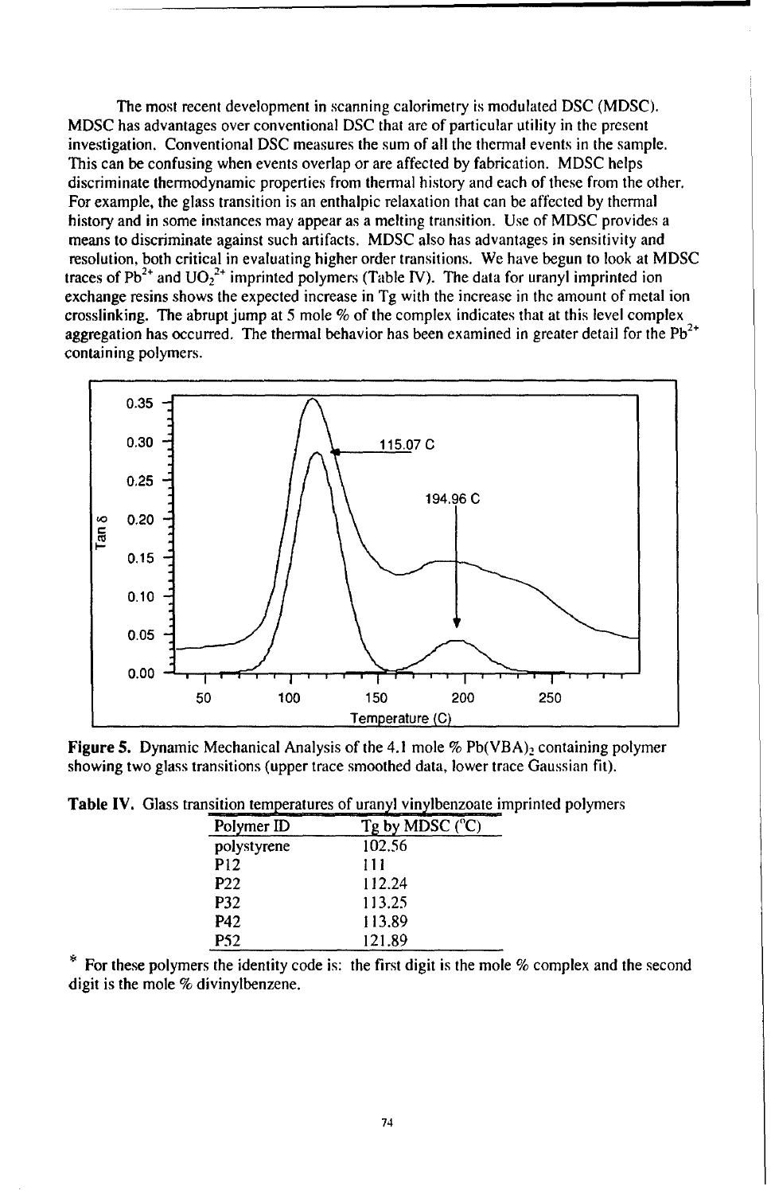The most recent development in scanning calorimetry is modulated DSC (MDSC). MDSC has advantages over conventional DSC that are of particular utility in the present investigation. Conventional DSC measures the sum of all the thermal events in the sample. This can be confusing when events overlap or are affected by fabrication. MDSC helps discriminate thermodynamic properties from thermal history and each of these from the other. For example, the glass transition is an enthalpic relaxation that can be affected by thermal history and in some instances may appear as a melting transition. Use of MDSC provides a means to discriminate against such artifacts. MDSC also has advantages in sensitivity and resolution, both critical in evaluating higher order transitions. We have begun to look at MDSC traces of $Pb^{2+}$ and $UO_2^{2+}$ imprinted polymers (Table IV). The data for uranyl imprinted ion exchange resins shows the expected increase in Tg with the increase in the amount of metal ion crosslinking. The abrupt jump at 5 mole % of the complex indicates that at this level complex aggregation has occurred. The thermal behavior has been examined in greater detail for the $Pb^{2+}$ containing polymers.

**Figure 5.** Dynamic Mechanical Analysis of the 4.1 mole % $Pb(VBA)_2$ containing polymer showing two glass transitions (upper trace smoothed data, lower trace Gaussian fit).

**Table IV.** Glass transition temperatures of uranyl vinylbenzoate imprinted polymers

| Polymer ID | Tg by MDSC (°C) |
|---|---|
| polystyrene | 102.56 |
| P12 | 111 |
| P22 | 112.24 |
| P32 | 113.25 |
| P42 | 113.89 |
| P52 | 121.89 |

\* For these polymers the identity code is: the first digit is the mole % complex and the second digit is the mole % divinylbenzene.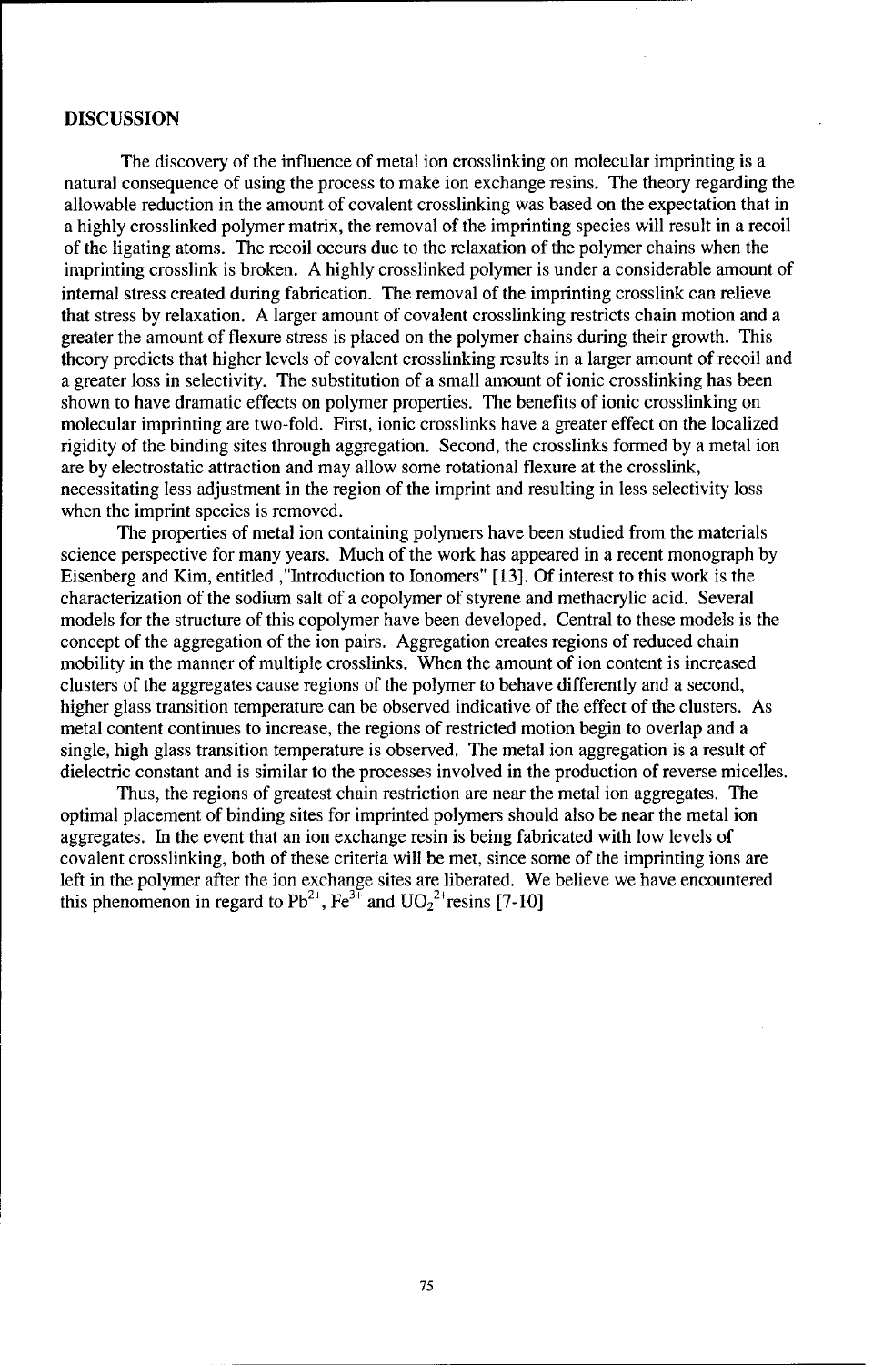## DISCUSSION

The discovery of the influence of metal ion crosslinking on molecular imprinting is a natural consequence of using the process to make ion exchange resins. The theory regarding the allowable reduction in the amount of covalent crosslinking was based on the expectation that in a highly crosslinked polymer matrix, the removal of the imprinting species will result in a recoil of the ligating atoms. The recoil occurs due to the relaxation of the polymer chains when the imprinting crosslink is broken. A highly crosslinked polymer is under a considerable amount of internal stress created during fabrication. The removal of the imprinting crosslink can relieve that stress by relaxation. A larger amount of covalent crosslinking restricts chain motion and a greater the amount of flexure stress is placed on the polymer chains during their growth. This theory predicts that higher levels of covalent crosslinking results in a larger amount of recoil and a greater loss in selectivity. The substitution of a small amount of ionic crosslinking has been shown to have dramatic effects on polymer properties. The benefits of ionic crosslinking on molecular imprinting are two-fold. First, ionic crosslinks have a greater effect on the localized rigidity of the binding sites through aggregation. Second, the crosslinks formed by a metal ion are by electrostatic attraction and may allow some rotational flexure at the crosslink, necessitating less adjustment in the region of the imprint and resulting in less selectivity loss when the imprint species is removed.

The properties of metal ion containing polymers have been studied from the materials science perspective for many years. Much of the work has appeared in a recent monograph by Eisenberg and Kim, entitled ,"Introduction to Ionomers" [13]. Of interest to this work is the characterization of the sodium salt of a copolymer of styrene and methacrylic acid. Several models for the structure of this copolymer have been developed. Central to these models is the concept of the aggregation of the ion pairs. Aggregation creates regions of reduced chain mobility in the manner of multiple crosslinks. When the amount of ion content is increased clusters of the aggregates cause regions of the polymer to behave differently and a second, higher glass transition temperature can be observed indicative of the effect of the clusters. As metal content continues to increase, the regions of restricted motion begin to overlap and a single, high glass transition temperature is observed. The metal ion aggregation is a result of dielectric constant and is similar to the processes involved in the production of reverse micelles.

Thus, the regions of greatest chain restriction are near the metal ion aggregates. The optimal placement of binding sites for imprinted polymers should also be near the metal ion aggregates. In the event that an ion exchange resin is being fabricated with low levels of covalent crosslinking, both of these criteria will be met, since some of the imprinting ions are left in the polymer after the ion exchange sites are liberated. We believe we have encountered this phenomenon in regard to $Pb^{2+}$, $Fe^{3+}$ and $UO_2^{2+}$resins [7-10]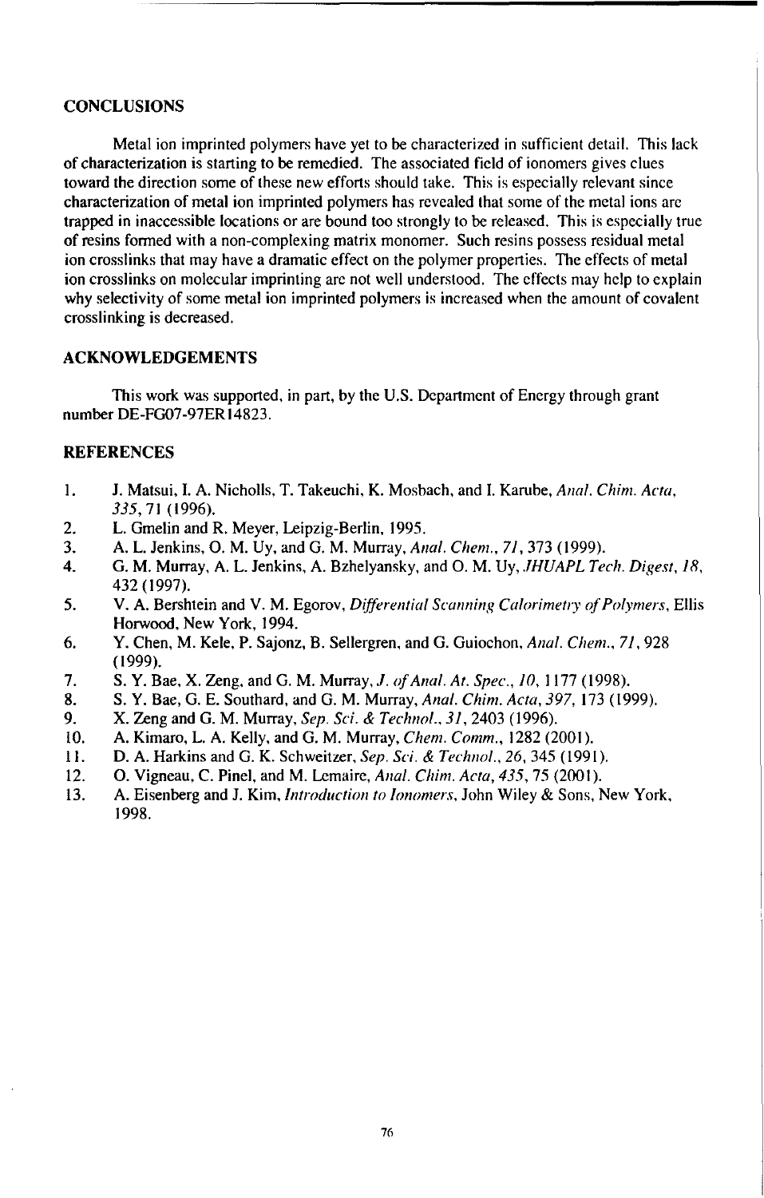## CONCLUSIONS

Metal ion imprinted polymers have yet to be characterized in sufficient detail. This lack of characterization is starting to be remedied. The associated field of ionomers gives clues toward the direction some of these new efforts should take. This is especially relevant since characterization of metal ion imprinted polymers has revealed that some of the metal ions are trapped in inaccessible locations or are bound too strongly to be released. This is especially true of resins formed with a non-complexing matrix monomer. Such resins possess residual metal ion crosslinks that may have a dramatic effect on the polymer properties. The effects of metal ion crosslinks on molecular imprinting are not well understood. The effects may help to explain why selectivity of some metal ion imprinted polymers is increased when the amount of covalent crosslinking is decreased.

## ACKNOWLEDGEMENTS

This work was supported, in part, by the U.S. Department of Energy through grant number DE-FG07-97ER14823.

## REFERENCES

1. J. Matsui, I. A. Nicholls, T. Takeuchi, K. Mosbach, and I. Karube, *Anal. Chim. Acta*, *335*, 71 (1996).
2. L. Gmelin and R. Meyer, Leipzig-Berlin, 1995.
3. A. L. Jenkins, O. M. Uy, and G. M. Murray, *Anal. Chem.*, *71*, 373 (1999).
4. G. M. Murray, A. L. Jenkins, A. Bzhelyansky, and O. M. Uy, *JHUAPL Tech. Digest*, *18*, 432 (1997).
5. V. A. Bershtein and V. M. Egorov, *Differential Scanning Calorimetry of Polymers*, Ellis Horwood, New York, 1994.
6. Y. Chen, M. Kele, P. Sajonz, B. Sellergren, and G. Guiochon, *Anal. Chem.*, *71*, 928 (1999).
7. S. Y. Bae, X. Zeng, and G. M. Murray, *J. of Anal. At. Spec.*, *10*, 1177 (1998).
8. S. Y. Bae, G. E. Southard, and G. M. Murray, *Anal. Chim. Acta*, *397*, 173 (1999).
9. X. Zeng and G. M. Murray, *Sep. Sci. & Technol.*, *31*, 2403 (1996).
10. A. Kimaro, L. A. Kelly, and G. M. Murray, *Chem. Comm.*, 1282 (2001).
11. D. A. Harkins and G. K. Schweitzer, *Sep. Sci. & Technol.*, *26*, 345 (1991).
12. O. Vigneau, C. Pinel, and M. Lemaire, *Anal. Chim. Acta*, *435*, 75 (2001).
13. A. Eisenberg and J. Kim, *Introduction to Ionomers*, John Wiley & Sons, New York, 1998.